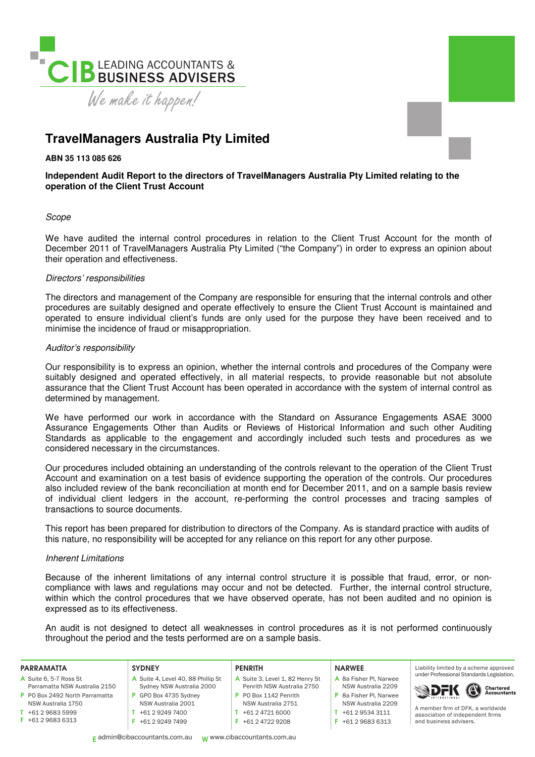CIB LEADING ACCOUNTANTS & BUSINESS ADVISERS

*We make it happen!*

# TravelManagers Australia Pty Limited

**ABN 35 113 085 626**

**Independent Audit Report to the directors of TravelManagers Australia Pty Limited relating to the operation of the Client Trust Account**

*Scope*

We have audited the internal control procedures in relation to the Client Trust Account for the month of December 2011 of TravelManagers Australia Pty Limited ("the Company") in order to express an opinion about their operation and effectiveness.

*Directors' responsibilities*

The directors and management of the Company are responsible for ensuring that the internal controls and other procedures are suitably designed and operate effectively to ensure the Client Trust Account is maintained and operated to ensure individual client's funds are only used for the purpose they have been received and to minimise the incidence of fraud or misappropriation.

*Auditor's responsibility*

Our responsibility is to express an opinion, whether the internal controls and procedures of the Company were suitably designed and operated effectively, in all material respects, to provide reasonable but not absolute assurance that the Client Trust Account has been operated in accordance with the system of internal control as determined by management.

We have performed our work in accordance with the Standard on Assurance Engagements ASAE 3000 Assurance Engagements Other than Audits or Reviews of Historical Information and such other Auditing Standards as applicable to the engagement and accordingly included such tests and procedures as we considered necessary in the circumstances.

Our procedures included obtaining an understanding of the controls relevant to the operation of the Client Trust Account and examination on a test basis of evidence supporting the operation of the controls. Our procedures also included review of the bank reconciliation at month end for December 2011, and on a sample basis review of individual client ledgers in the account, re-performing the control processes and tracing samples of transactions to source documents.

This report has been prepared for distribution to directors of the Company. As is standard practice with audits of this nature, no responsibility will be accepted for any reliance on this report for any other purpose.

*Inherent Limitations*

Because of the inherent limitations of any internal control structure it is possible that fraud, error, or non-compliance with laws and regulations may occur and not be detected. Further, the internal control structure, within which the control procedures that we have observed operate, has not been audited and no opinion is expressed as to its effectiveness.

An audit is not designed to detect all weaknesses in control procedures as it is not performed continuously throughout the period and the tests performed are on a sample basis.

**PARRAMATTA**
A Suite 6, 5-7 Ross St Parramatta NSW Australia 2150
P PO Box 2492 North Parramatta NSW Australia 1750
T +61 2 9683 5999
F +61 2 9683 6313

**SYDNEY**
A Suite 4, Level 40, 88 Phillip St Sydney NSW Australia 2000
P GPO Box 4735 Sydney NSW Australia 2001
T +61 2 9249 7400
F +61 2 9249 7499

**PENRITH**
A Suite 3, Level 1, 82 Henry St Penrith NSW Australia 2750
P PO Box 1142 Penrith NSW Australia 2751
T +61 2 4721 6000
F +61 2 4722 9208

**NARWEE**
A 8a Fisher Pl, Narwee NSW Australia 2209
P 8a Fisher Pl, Narwee NSW Australia 2209
T +61 2 9534 3111
F +61 2 9683 6313

Liability limited by a scheme approved under Professional Standards Legislation.

A member firm of DFK, a worldwide association of independent firms and business advisers.

E admin@cibaccountants.com.au W www.cibaccountants.com.au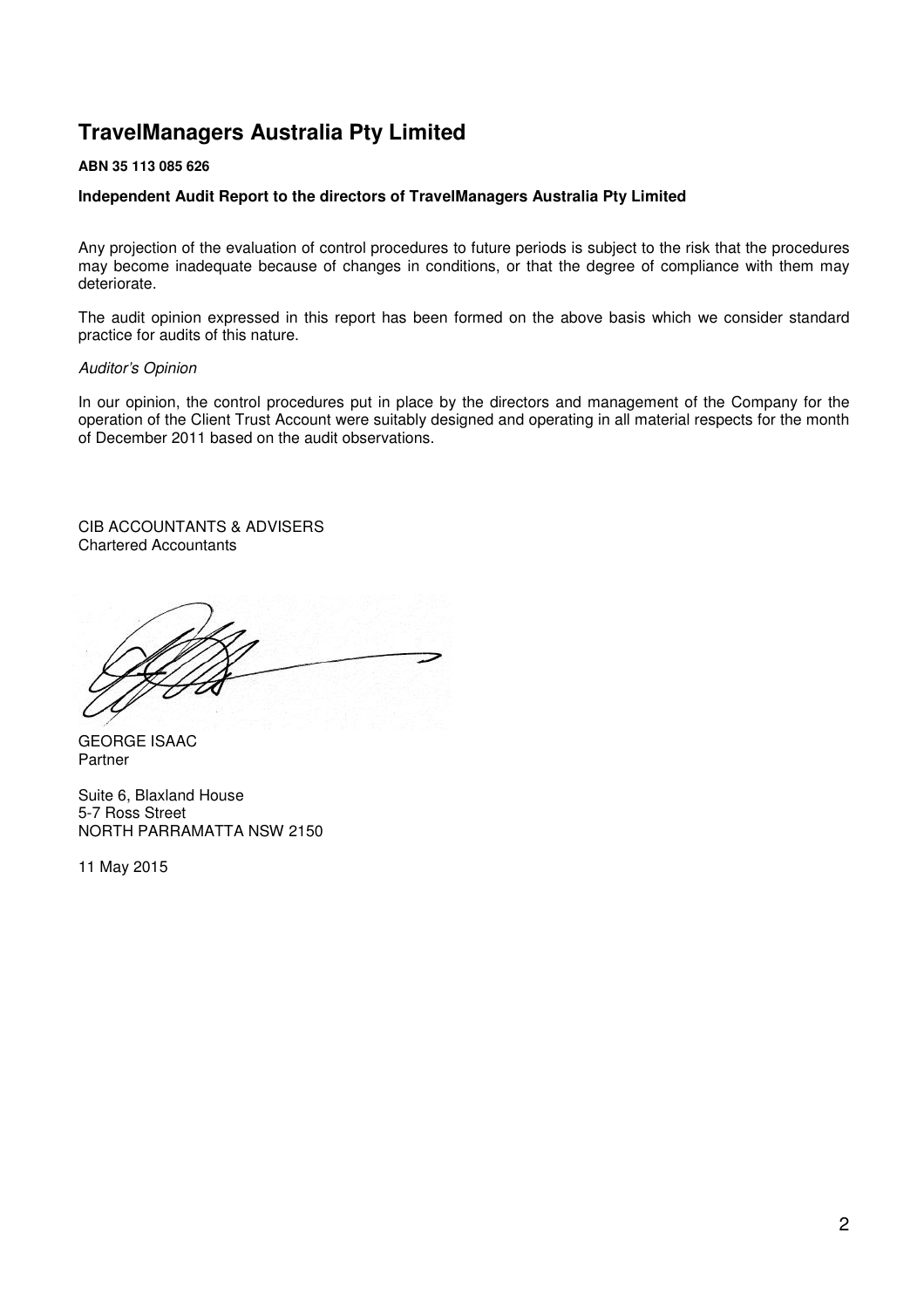# TravelManagers Australia Pty Limited

**ABN 35 113 085 626**

**Independent Audit Report to the directors of TravelManagers Australia Pty Limited**

Any projection of the evaluation of control procedures to future periods is subject to the risk that the procedures may become inadequate because of changes in conditions, or that the degree of compliance with them may deteriorate.

The audit opinion expressed in this report has been formed on the above basis which we consider standard practice for audits of this nature.

*Auditor's Opinion*

In our opinion, the control procedures put in place by the directors and management of the Company for the operation of the Client Trust Account were suitably designed and operating in all material respects for the month of December 2011 based on the audit observations.

CIB ACCOUNTANTS & ADVISERS
Chartered Accountants

GEORGE ISAAC
Partner

Suite 6, Blaxland House
5-7 Ross Street
NORTH PARRAMATTA NSW 2150

11 May 2015